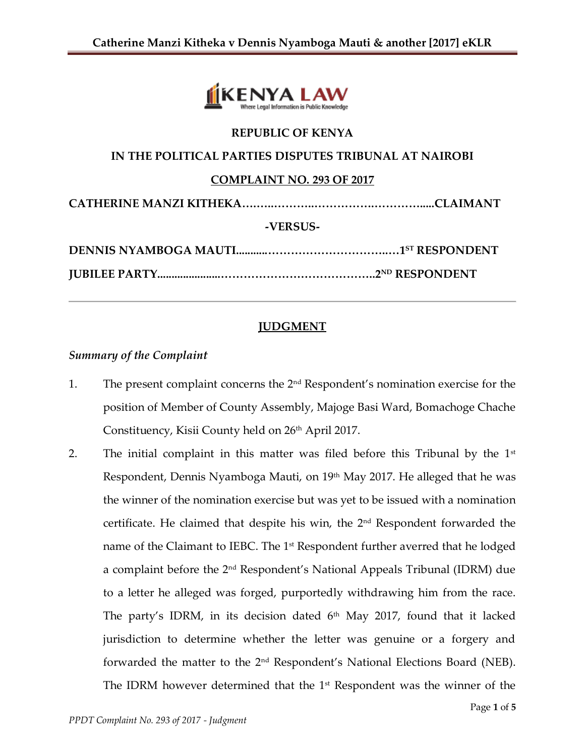**REPUBLIC OF KENYA**

**IN THE POLITICAL PARTIES DISPUTES TRIBUNAL AT NAIROBI**

**COMPLAINT NO. 293 OF 2017**

**CATHERINE MANZI KITHEKA……..……….………….…………......CLAIMANT**

**-VERSUS-**

**DENNIS NYAMBOGA MAUTI...........……………………….….1ST RESPONDENT**

**JUBILEE PARTY......................………………………………..2ND RESPONDENT**

---

## JUDGMENT

### *Summary of the Complaint*

1. The present complaint concerns the 2nd Respondent's nomination exercise for the position of Member of County Assembly, Majoge Basi Ward, Bomachoge Chache Constituency, Kisii County held on 26th April 2017.

2. The initial complaint in this matter was filed before this Tribunal by the 1st Respondent, Dennis Nyamboga Mauti, on 19th May 2017. He alleged that he was the winner of the nomination exercise but was yet to be issued with a nomination certificate. He claimed that despite his win, the 2nd Respondent forwarded the name of the Claimant to IEBC. The 1st Respondent further averred that he lodged a complaint before the 2nd Respondent's National Appeals Tribunal (IDRM) due to a letter he alleged was forged, purportedly withdrawing him from the race. The party's IDRM, in its decision dated 6th May 2017, found that it lacked jurisdiction to determine whether the letter was genuine or a forgery and forwarded the matter to the 2nd Respondent's National Elections Board (NEB). The IDRM however determined that the 1st Respondent was the winner of the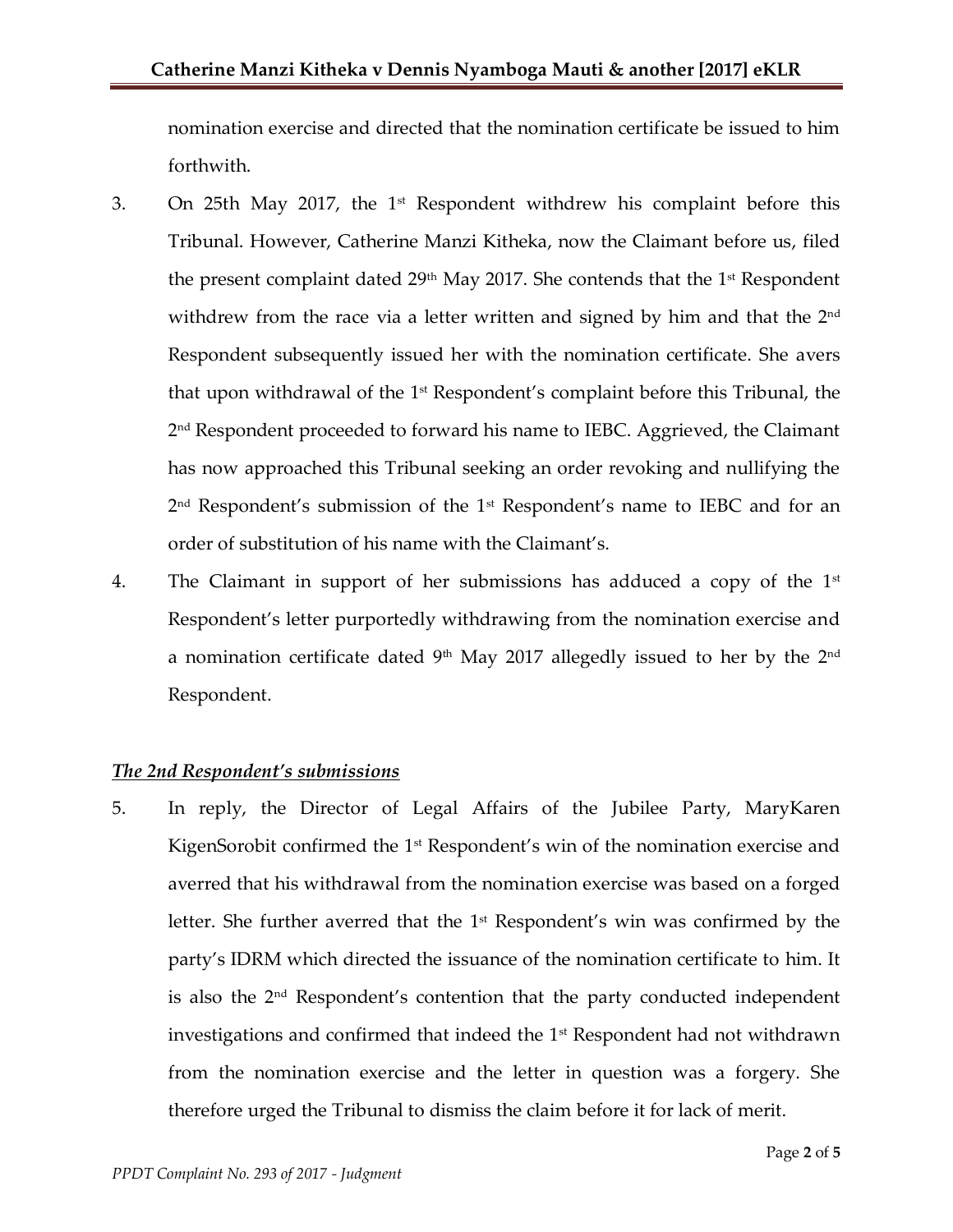nomination exercise and directed that the nomination certificate be issued to him forthwith.

3. On 25th May 2017, the 1st Respondent withdrew his complaint before this Tribunal. However, Catherine Manzi Kitheka, now the Claimant before us, filed the present complaint dated 29th May 2017. She contends that the 1st Respondent withdrew from the race via a letter written and signed by him and that the 2nd Respondent subsequently issued her with the nomination certificate. She avers that upon withdrawal of the 1st Respondent's complaint before this Tribunal, the 2nd Respondent proceeded to forward his name to IEBC. Aggrieved, the Claimant has now approached this Tribunal seeking an order revoking and nullifying the 2nd Respondent's submission of the 1st Respondent's name to IEBC and for an order of substitution of his name with the Claimant's.

4. The Claimant in support of her submissions has adduced a copy of the 1st Respondent's letter purportedly withdrawing from the nomination exercise and a nomination certificate dated 9th May 2017 allegedly issued to her by the 2nd Respondent.

***The 2nd Respondent's submissions***

5. In reply, the Director of Legal Affairs of the Jubilee Party, MaryKaren KigenSorobit confirmed the 1st Respondent's win of the nomination exercise and averred that his withdrawal from the nomination exercise was based on a forged letter. She further averred that the 1st Respondent's win was confirmed by the party's IDRM which directed the issuance of the nomination certificate to him. It is also the 2nd Respondent's contention that the party conducted independent investigations and confirmed that indeed the 1st Respondent had not withdrawn from the nomination exercise and the letter in question was a forgery. She therefore urged the Tribunal to dismiss the claim before it for lack of merit.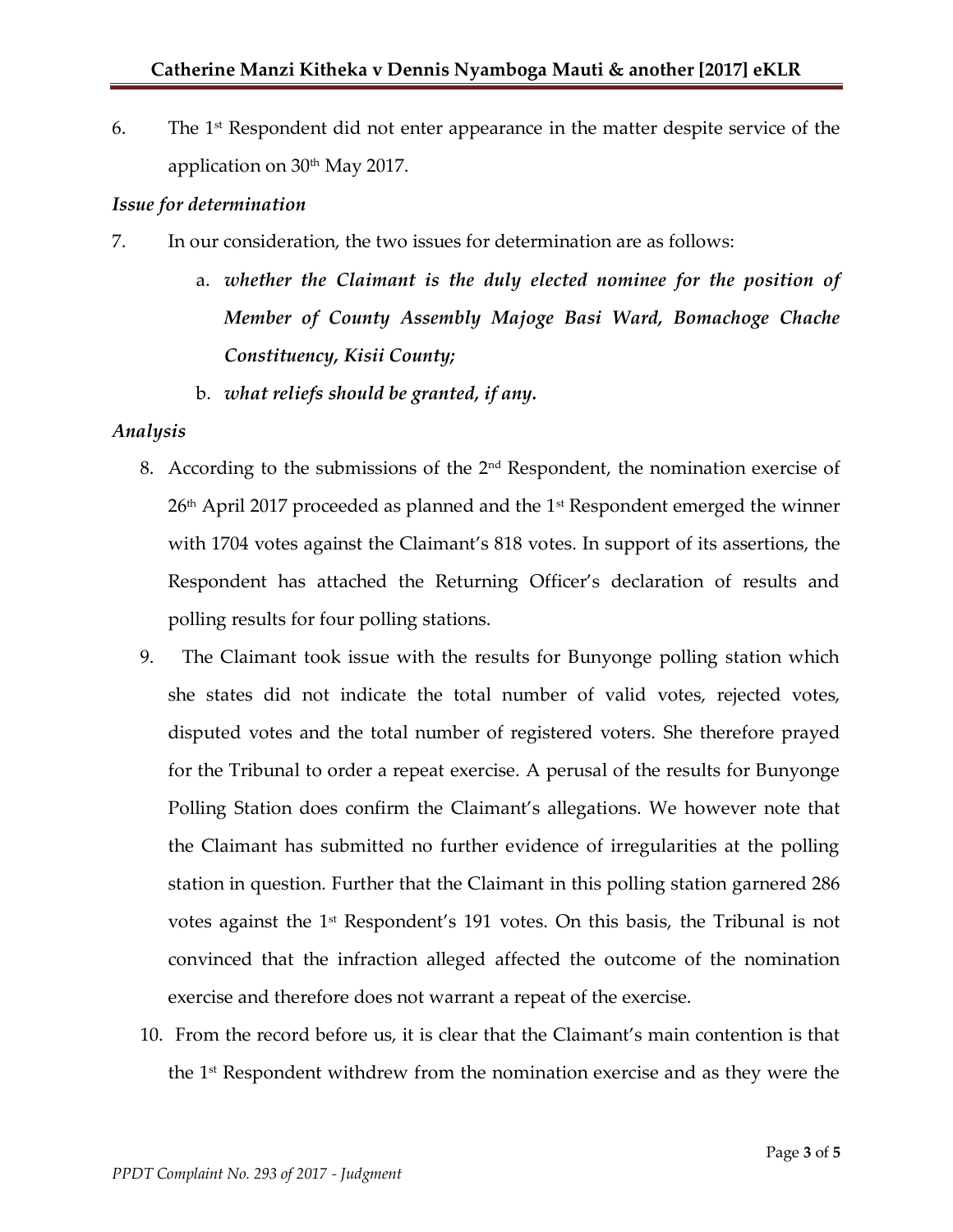6. The 1st Respondent did not enter appearance in the matter despite service of the application on 30th May 2017.

*Issue for determination*

7. In our consideration, the two issues for determination are as follows:

   a. ***whether the Claimant is the duly elected nominee for the position of Member of County Assembly Majoge Basi Ward, Bomachoge Chache Constituency, Kisii County;***

   b. ***what reliefs should be granted, if any.***

*Analysis*

8. According to the submissions of the 2nd Respondent, the nomination exercise of 26th April 2017 proceeded as planned and the 1st Respondent emerged the winner with 1704 votes against the Claimant's 818 votes. In support of its assertions, the Respondent has attached the Returning Officer's declaration of results and polling results for four polling stations.

9. The Claimant took issue with the results for Bunyonge polling station which she states did not indicate the total number of valid votes, rejected votes, disputed votes and the total number of registered voters. She therefore prayed for the Tribunal to order a repeat exercise. A perusal of the results for Bunyonge Polling Station does confirm the Claimant's allegations. We however note that the Claimant has submitted no further evidence of irregularities at the polling station in question. Further that the Claimant in this polling station garnered 286 votes against the 1st Respondent's 191 votes. On this basis, the Tribunal is not convinced that the infraction alleged affected the outcome of the nomination exercise and therefore does not warrant a repeat of the exercise.

10. From the record before us, it is clear that the Claimant's main contention is that the 1st Respondent withdrew from the nomination exercise and as they were the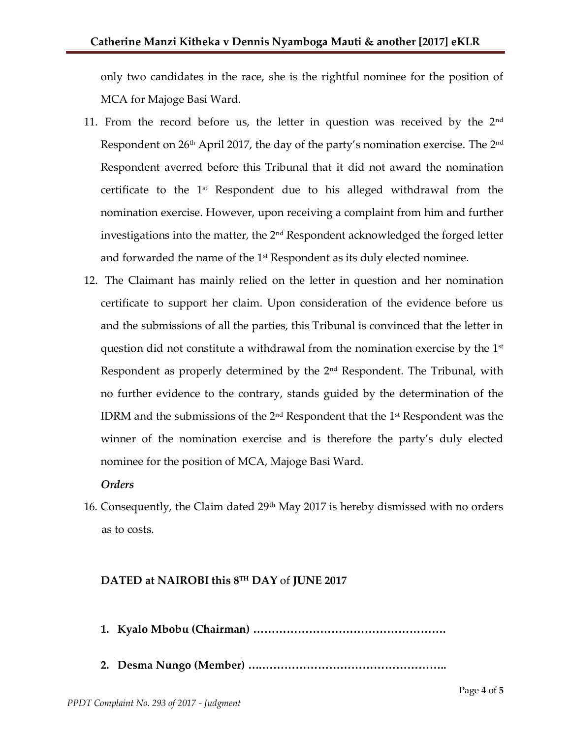only two candidates in the race, she is the rightful nominee for the position of MCA for Majoge Basi Ward.

11. From the record before us, the letter in question was received by the 2nd Respondent on 26th April 2017, the day of the party's nomination exercise. The 2nd Respondent averred before this Tribunal that it did not award the nomination certificate to the 1st Respondent due to his alleged withdrawal from the nomination exercise. However, upon receiving a complaint from him and further investigations into the matter, the 2nd Respondent acknowledged the forged letter and forwarded the name of the 1st Respondent as its duly elected nominee.

12. The Claimant has mainly relied on the letter in question and her nomination certificate to support her claim. Upon consideration of the evidence before us and the submissions of all the parties, this Tribunal is convinced that the letter in question did not constitute a withdrawal from the nomination exercise by the 1st Respondent as properly determined by the 2nd Respondent. The Tribunal, with no further evidence to the contrary, stands guided by the determination of the IDRM and the submissions of the 2nd Respondent that the 1st Respondent was the winner of the nomination exercise and is therefore the party's duly elected nominee for the position of MCA, Majoge Basi Ward.

***Orders***

16. Consequently, the Claim dated 29th May 2017 is hereby dismissed with no orders as to costs.

**DATED at NAIROBI this 8TH DAY** of **JUNE 2017**

1. **Kyalo Mbobu (Chairman) …………………………………………….**

2. **Desma Nungo (Member) ……………………………………………..**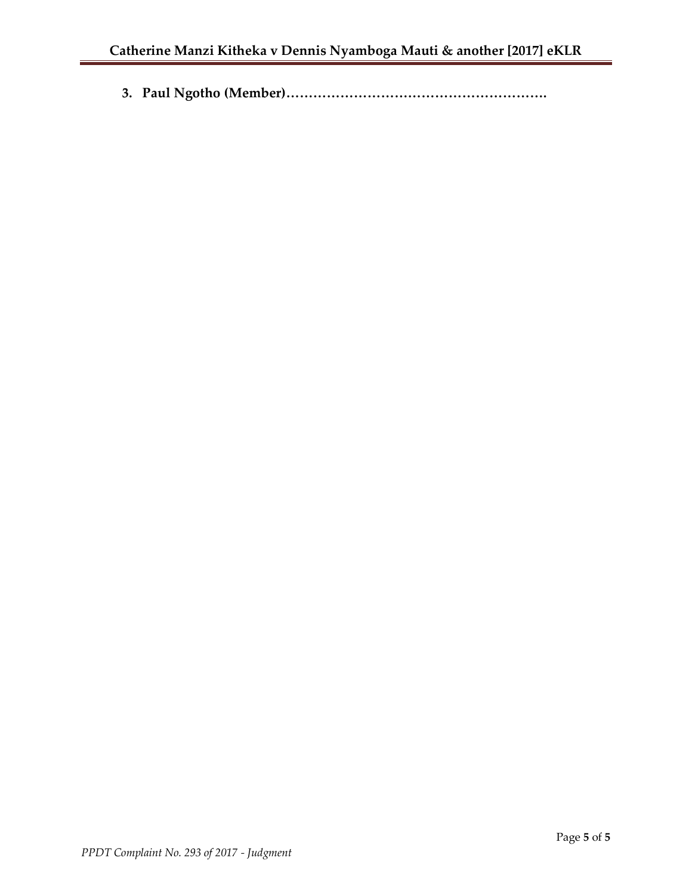3. **Paul Ngotho (Member)………………………………………………….**